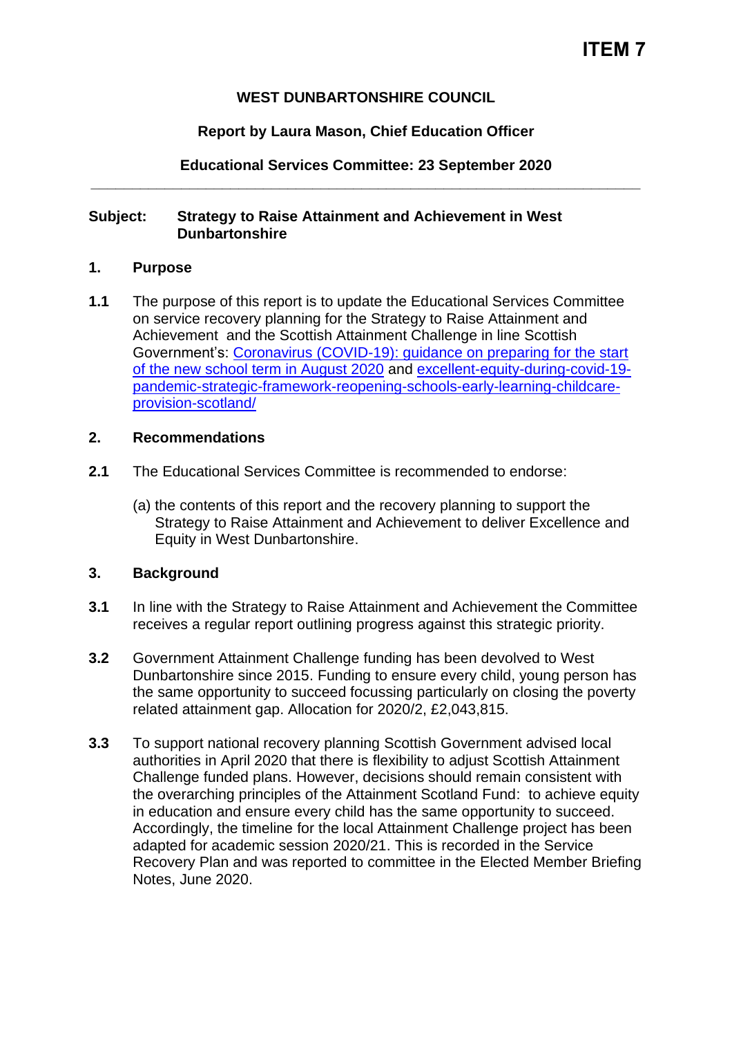# ITEM 7

**WEST DUNBARTONSHIRE COUNCIL**

**Report by Laura Mason, Chief Education Officer**

**Educational Services Committee: 23 September 2020**

---

**Subject: Strategy to Raise Attainment and Achievement in West Dunbartonshire**

## 1. Purpose

**1.1** The purpose of this report is to update the Educational Services Committee on service recovery planning for the Strategy to Raise Attainment and Achievement and the Scottish Attainment Challenge in line Scottish Government's: Coronavirus (COVID-19): guidance on preparing for the start of the new school term in August 2020 and excellent-equity-during-covid-19-pandemic-strategic-framework-reopening-schools-early-learning-childcare-provision-scotland/

## 2. Recommendations

**2.1** The Educational Services Committee is recommended to endorse:

(a) the contents of this report and the recovery planning to support the Strategy to Raise Attainment and Achievement to deliver Excellence and Equity in West Dunbartonshire.

## 3. Background

**3.1** In line with the Strategy to Raise Attainment and Achievement the Committee receives a regular report outlining progress against this strategic priority.

**3.2** Government Attainment Challenge funding has been devolved to West Dunbartonshire since 2015. Funding to ensure every child, young person has the same opportunity to succeed focussing particularly on closing the poverty related attainment gap. Allocation for 2020/2, £2,043,815.

**3.3** To support national recovery planning Scottish Government advised local authorities in April 2020 that there is flexibility to adjust Scottish Attainment Challenge funded plans. However, decisions should remain consistent with the overarching principles of the Attainment Scotland Fund: to achieve equity in education and ensure every child has the same opportunity to succeed. Accordingly, the timeline for the local Attainment Challenge project has been adapted for academic session 2020/21. This is recorded in the Service Recovery Plan and was reported to committee in the Elected Member Briefing Notes, June 2020.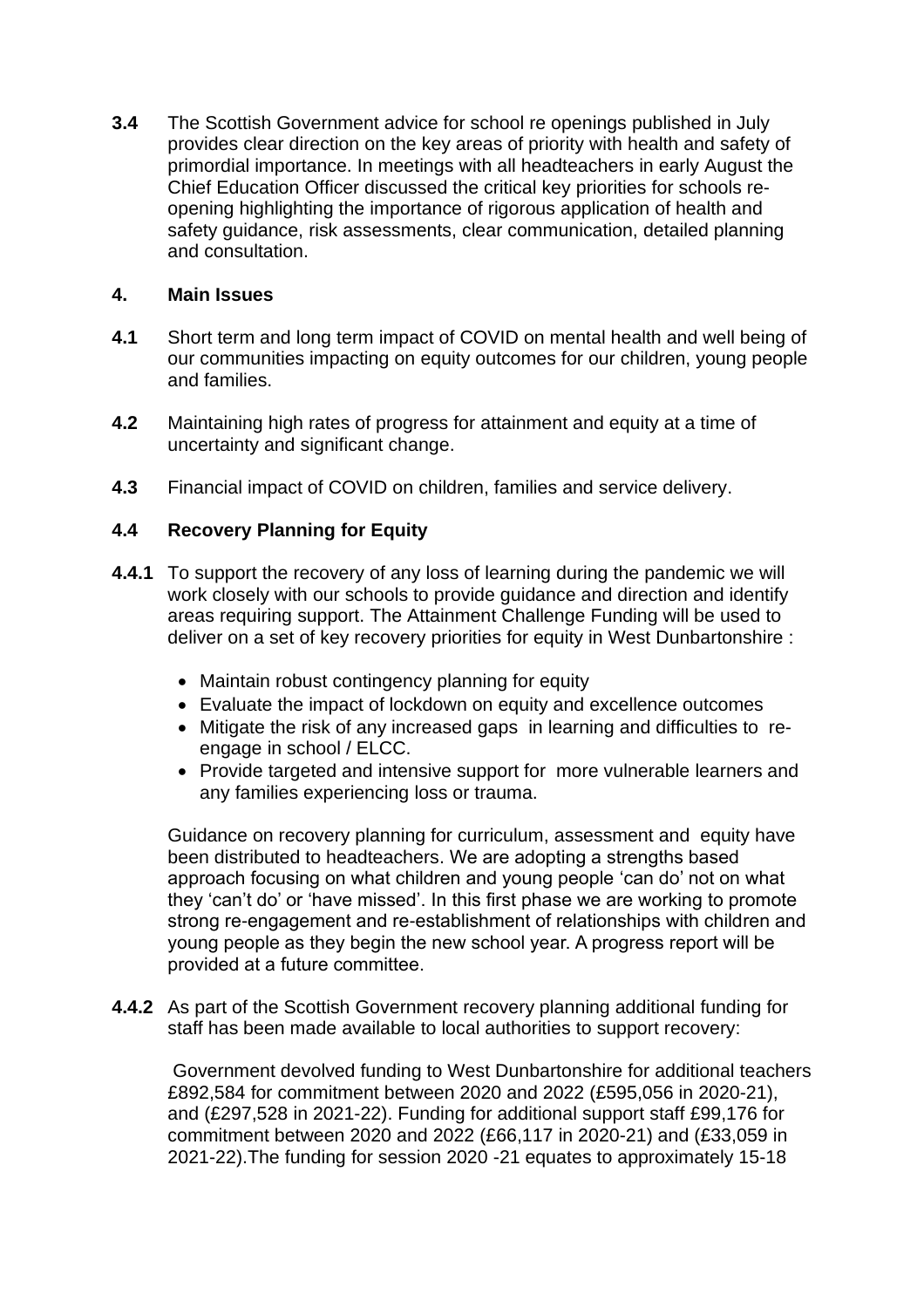**3.4** The Scottish Government advice for school re openings published in July provides clear direction on the key areas of priority with health and safety of primordial importance. In meetings with all headteachers in early August the Chief Education Officer discussed the critical key priorities for schools re-opening highlighting the importance of rigorous application of health and safety guidance, risk assessments, clear communication, detailed planning and consultation.

## 4. Main Issues

**4.1** Short term and long term impact of COVID on mental health and well being of our communities impacting on equity outcomes for our children, young people and families.

**4.2** Maintaining high rates of progress for attainment and equity at a time of uncertainty and significant change.

**4.3** Financial impact of COVID on children, families and service delivery.

### 4.4 Recovery Planning for Equity

**4.4.1** To support the recovery of any loss of learning during the pandemic we will work closely with our schools to provide guidance and direction and identify areas requiring support. The Attainment Challenge Funding will be used to deliver on a set of key recovery priorities for equity in West Dunbartonshire :

- Maintain robust contingency planning for equity
- Evaluate the impact of lockdown on equity and excellence outcomes
- Mitigate the risk of any increased gaps in learning and difficulties to re-engage in school / ELCC.
- Provide targeted and intensive support for more vulnerable learners and any families experiencing loss or trauma.

Guidance on recovery planning for curriculum, assessment and equity have been distributed to headteachers. We are adopting a strengths based approach focusing on what children and young people 'can do' not on what they 'can't do' or 'have missed'. In this first phase we are working to promote strong re-engagement and re-establishment of relationships with children and young people as they begin the new school year. A progress report will be provided at a future committee.

**4.4.2** As part of the Scottish Government recovery planning additional funding for staff has been made available to local authorities to support recovery:

Government devolved funding to West Dunbartonshire for additional teachers £892,584 for commitment between 2020 and 2022 (£595,056 in 2020-21), and (£297,528 in 2021-22). Funding for additional support staff £99,176 for commitment between 2020 and 2022 (£66,117 in 2020-21) and (£33,059 in 2021-22).The funding for session 2020 -21 equates to approximately 15-18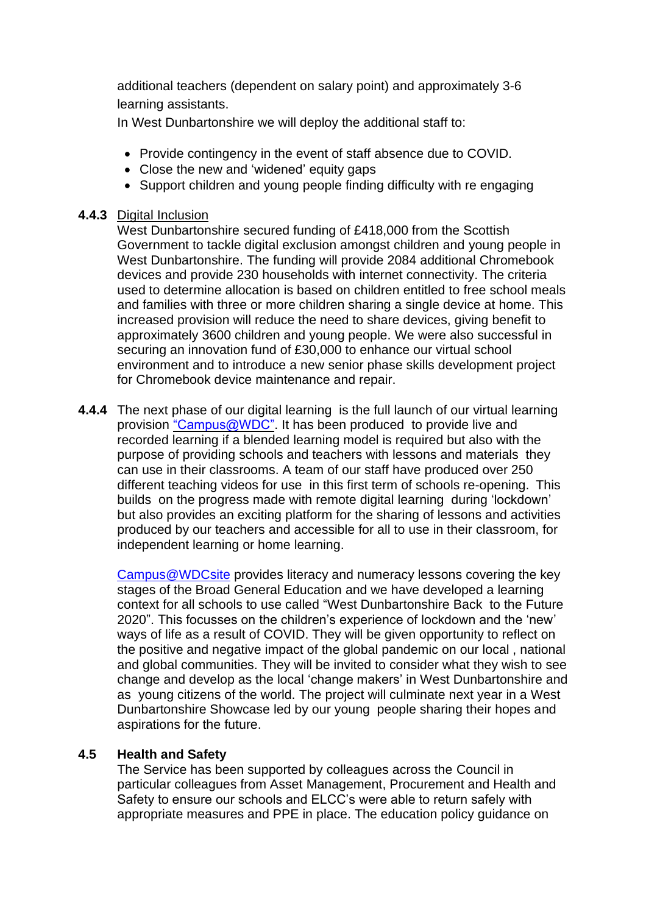additional teachers (dependent on salary point) and approximately 3-6 learning assistants.

In West Dunbartonshire we will deploy the additional staff to:

- Provide contingency in the event of staff absence due to COVID.
- Close the new and 'widened' equity gaps
- Support children and young people finding difficulty with re engaging

**4.4.3** Digital Inclusion

West Dunbartonshire secured funding of £418,000 from the Scottish Government to tackle digital exclusion amongst children and young people in West Dunbartonshire. The funding will provide 2084 additional Chromebook devices and provide 230 households with internet connectivity. The criteria used to determine allocation is based on children entitled to free school meals and families with three or more children sharing a single device at home. This increased provision will reduce the need to share devices, giving benefit to approximately 3600 children and young people. We were also successful in securing an innovation fund of £30,000 to enhance our virtual school environment and to introduce a new senior phase skills development project for Chromebook device maintenance and repair.

**4.4.4** The next phase of our digital learning is the full launch of our virtual learning provision "Campus@WDC". It has been produced to provide live and recorded learning if a blended learning model is required but also with the purpose of providing schools and teachers with lessons and materials they can use in their classrooms. A team of our staff have produced over 250 different teaching videos for use in this first term of schools re-opening. This builds on the progress made with remote digital learning during 'lockdown' but also provides an exciting platform for the sharing of lessons and activities produced by our teachers and accessible for all to use in their classroom, for independent learning or home learning.

Campus@WDCsite provides literacy and numeracy lessons covering the key stages of the Broad General Education and we have developed a learning context for all schools to use called "West Dunbartonshire Back to the Future 2020". This focusses on the children's experience of lockdown and the 'new' ways of life as a result of COVID. They will be given opportunity to reflect on the positive and negative impact of the global pandemic on our local , national and global communities. They will be invited to consider what they wish to see change and develop as the local 'change makers' in West Dunbartonshire and as young citizens of the world. The project will culminate next year in a West Dunbartonshire Showcase led by our young people sharing their hopes and aspirations for the future.

**4.5 Health and Safety**

The Service has been supported by colleagues across the Council in particular colleagues from Asset Management, Procurement and Health and Safety to ensure our schools and ELCC's were able to return safely with appropriate measures and PPE in place. The education policy guidance on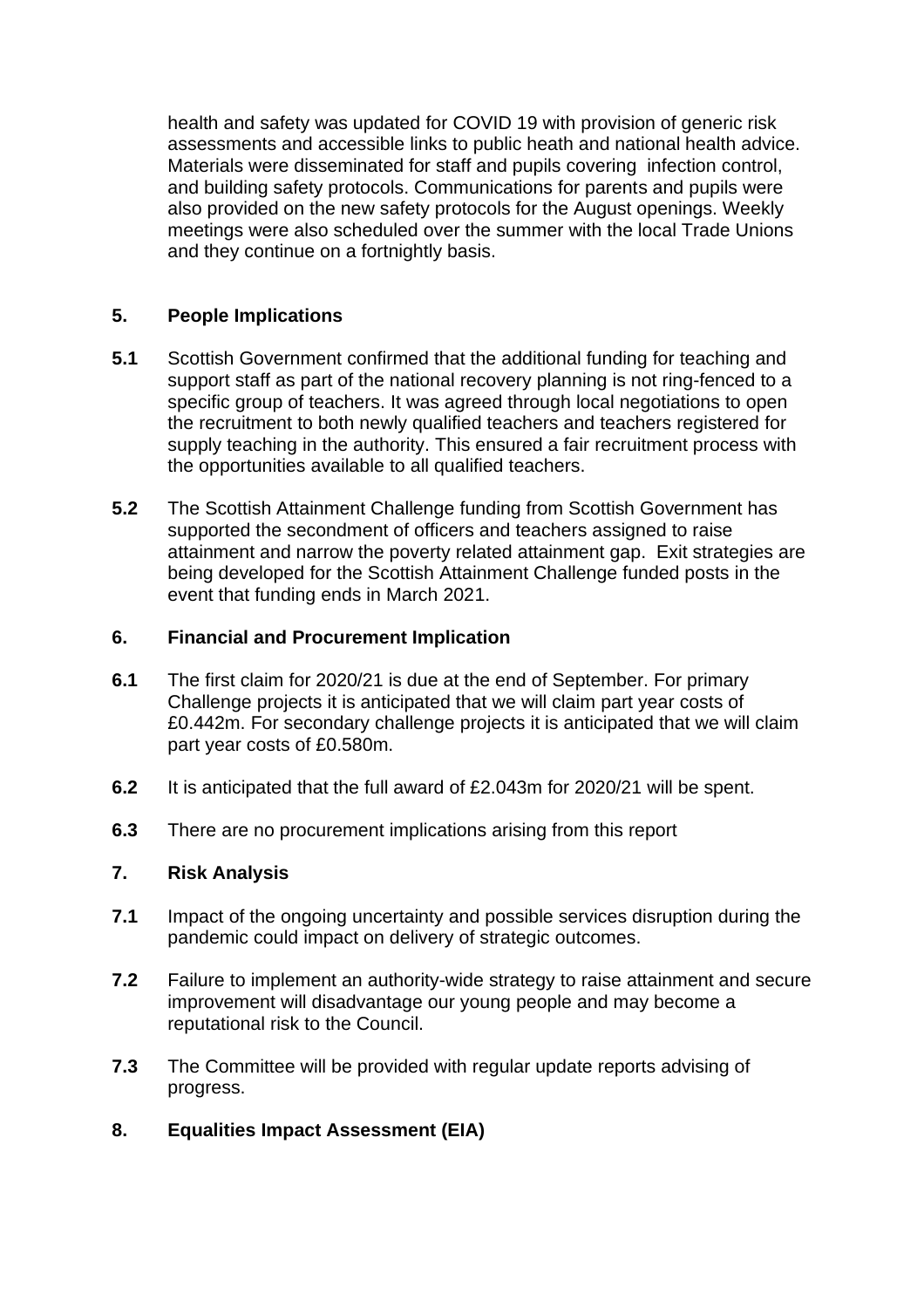health and safety was updated for COVID 19 with provision of generic risk assessments and accessible links to public heath and national health advice. Materials were disseminated for staff and pupils covering infection control, and building safety protocols. Communications for parents and pupils were also provided on the new safety protocols for the August openings. Weekly meetings were also scheduled over the summer with the local Trade Unions and they continue on a fortnightly basis.

## 5. People Implications

**5.1** Scottish Government confirmed that the additional funding for teaching and support staff as part of the national recovery planning is not ring-fenced to a specific group of teachers. It was agreed through local negotiations to open the recruitment to both newly qualified teachers and teachers registered for supply teaching in the authority. This ensured a fair recruitment process with the opportunities available to all qualified teachers.

**5.2** The Scottish Attainment Challenge funding from Scottish Government has supported the secondment of officers and teachers assigned to raise attainment and narrow the poverty related attainment gap. Exit strategies are being developed for the Scottish Attainment Challenge funded posts in the event that funding ends in March 2021.

## 6. Financial and Procurement Implication

**6.1** The first claim for 2020/21 is due at the end of September. For primary Challenge projects it is anticipated that we will claim part year costs of £0.442m. For secondary challenge projects it is anticipated that we will claim part year costs of £0.580m.

**6.2** It is anticipated that the full award of £2.043m for 2020/21 will be spent.

**6.3** There are no procurement implications arising from this report

## 7. Risk Analysis

**7.1** Impact of the ongoing uncertainty and possible services disruption during the pandemic could impact on delivery of strategic outcomes.

**7.2** Failure to implement an authority-wide strategy to raise attainment and secure improvement will disadvantage our young people and may become a reputational risk to the Council.

**7.3** The Committee will be provided with regular update reports advising of progress.

## 8. Equalities Impact Assessment (EIA)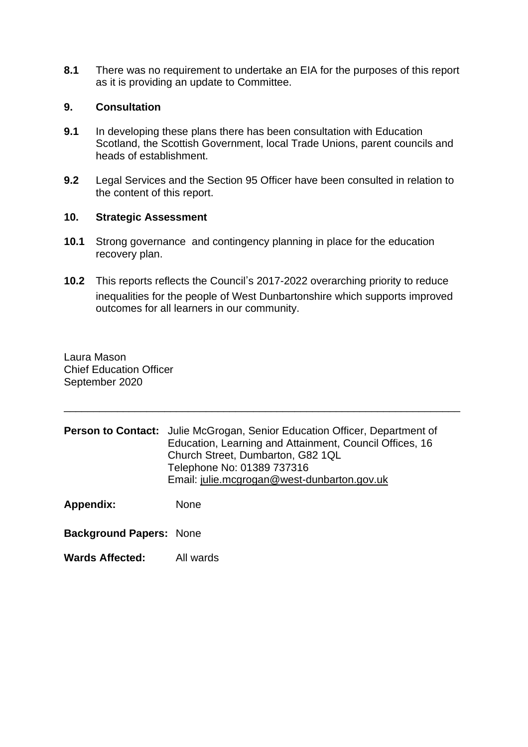**8.1** There was no requirement to undertake an EIA for the purposes of this report as it is providing an update to Committee.

## 9. Consultation

**9.1** In developing these plans there has been consultation with Education Scotland, the Scottish Government, local Trade Unions, parent councils and heads of establishment.

**9.2** Legal Services and the Section 95 Officer have been consulted in relation to the content of this report.

## 10. Strategic Assessment

**10.1** Strong governance and contingency planning in place for the education recovery plan.

**10.2** This reports reflects the Council's 2017-2022 overarching priority to reduce inequalities for the people of West Dunbartonshire which supports improved outcomes for all learners in our community.

Laura Mason
Chief Education Officer
September 2020

---

**Person to Contact:** Julie McGrogan, Senior Education Officer, Department of Education, Learning and Attainment, Council Offices, 16 Church Street, Dumbarton, G82 1QL
Telephone No: 01389 737316
Email: julie.mcgrogan@west-dunbarton.gov.uk

**Appendix:** None

**Background Papers:** None

**Wards Affected:** All wards